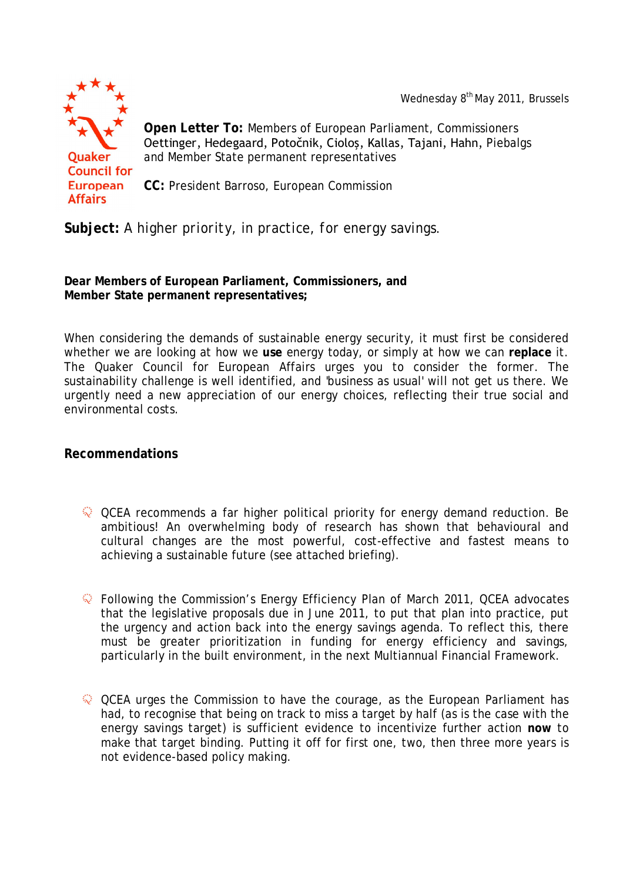Quaker Council for European Affairs

Wednesday 8th May 2011, Brussels

**Open Letter To:** Members of European Parliament, Commissioners Oettinger, Hedegaard, Potočnik, Cioloș, Kallas, Tajani, Hahn, Piebalgs and Member State permanent representatives

**CC:** President Barroso, European Commission

**Subject:** A higher priority, in practice, for energy savings.

**Dear Members of European Parliament, Commissioners, and Member State permanent representatives;**

When considering the demands of sustainable energy security, it must first be considered whether we are looking at how we **use** energy today, or simply at how we can **replace** it. The Quaker Council for European Affairs urges you to consider the former. The sustainability challenge is well identified, and 'business as usual' will not get us there. We urgently need a new appreciation of our energy choices, reflecting their true social and environmental costs.

## Recommendations

- QCEA recommends a far higher political priority for energy demand reduction. Be ambitious! An overwhelming body of research has shown that behavioural and cultural changes are the most powerful, cost-effective and fastest means to achieving a sustainable future (see attached briefing).

- Following the Commission's Energy Efficiency Plan of March 2011, QCEA advocates that the legislative proposals due in June 2011, to put that plan into practice, put the urgency and action back into the energy savings agenda. To reflect this, there must be greater prioritization in funding for energy efficiency and savings, particularly in the built environment, in the next Multiannual Financial Framework.

- QCEA urges the Commission to have the courage, as the European Parliament has had, to recognise that being on track to miss a target by half (as is the case with the energy savings target) is sufficient evidence to incentivize further action **now** to make that target binding. Putting it off for first one, two, then three more years is not evidence-based policy making.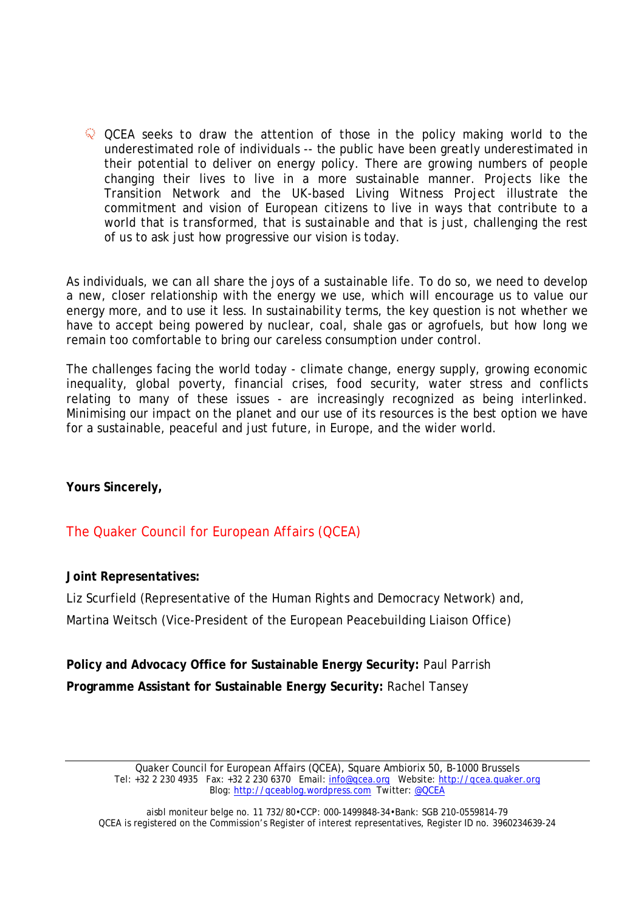- QCEA seeks to draw the attention of those in the policy making world to the underestimated role of individuals -- the public have been greatly underestimated in their potential to deliver on energy policy. There are growing numbers of people changing their lives to live in a more sustainable manner. Projects like the Transition Network and the UK-based Living Witness Project illustrate the commitment and vision of European citizens to live in ways that contribute to a world that is transformed, that is sustainable and that is just, challenging the rest of us to ask just how progressive our vision is today.

As individuals, we can all share the joys of a sustainable life. To do so, we need to develop a new, closer relationship with the energy we use, which will encourage us to value our energy more, and to use it less. In sustainability terms, the key question is not whether we have to accept being powered by nuclear, coal, shale gas or agrofuels, but how long we remain too comfortable to bring our careless consumption under control.

The challenges facing the world today - climate change, energy supply, growing economic inequality, global poverty, financial crises, food security, water stress and conflicts relating to many of these issues - are increasingly recognized as being interlinked. Minimising our impact on the planet and our use of its resources is the best option we have for a sustainable, peaceful and just future, in Europe, and the wider world.

**Yours Sincerely,**

The Quaker Council for European Affairs (QCEA)

**Joint Representatives:**

Liz Scurfield (Representative of the Human Rights and Democracy Network) and,

Martina Weitsch (Vice-President of the European Peacebuilding Liaison Office)

**Policy and Advocacy Office for Sustainable Energy Security:** Paul Parrish

**Programme Assistant for Sustainable Energy Security:** Rachel Tansey

Quaker Council for European Affairs (QCEA), Square Ambiorix 50, B-1000 Brussels
Tel: +32 2 230 4935 Fax: +32 2 230 6370 Email: info@qcea.org Website: http://qcea.quaker.org
Blog: http://qceablog.wordpress.com Twitter: @QCEA

aisbl moniteur belge no. 11 732/80•CCP: 000-1499848-34•Bank: SGB 210-0559814-79
QCEA is registered on the Commission's Register of interest representatives, Register ID no. 3960234639-24